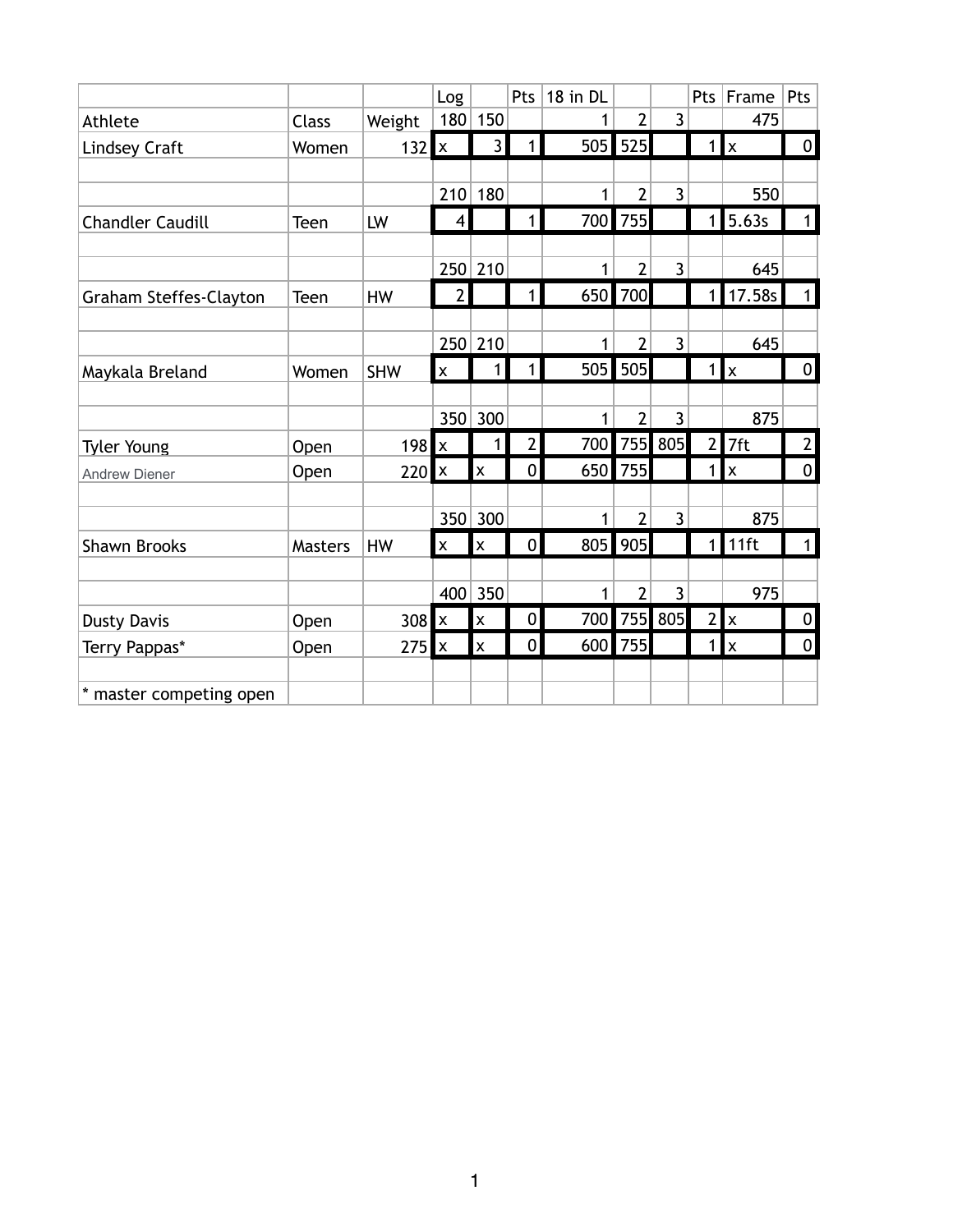| | | | Log | | Pts | 18 in DL | | | Pts | Frame | Pts |
|---|---|---|---|---|---|---|---|---|---|---|---|
| Athlete | Class | Weight | 180 | 150 | | 1 | 2 | 3 | | 475 | |
| Lindsey Craft | Women | 132 | x | 3 | 1 | 505 | 525 | | 1 | x | 0 |
| | | | | | | | | | | | |
| | | | 210 | 180 | | 1 | 2 | 3 | | 550 | |
| Chandler Caudill | Teen | LW | 4 | | 1 | 700 | 755 | | 1 | 5.63s | 1 |
| | | | | | | | | | | | |
| | | | 250 | 210 | | 1 | 2 | 3 | | 645 | |
| Graham Steffes-Clayton | Teen | HW | 2 | | 1 | 650 | 700 | | 1 | 17.58s | 1 |
| | | | | | | | | | | | |
| | | | 250 | 210 | | 1 | 2 | 3 | | 645 | |
| Maykala Breland | Women | SHW | x | 1 | 1 | 505 | 505 | | 1 | x | 0 |
| | | | | | | | | | | | |
| | | | 350 | 300 | | 1 | 2 | 3 | | 875 | |
| Tyler Young | Open | 198 | x | 1 | 2 | 700 | 755 | 805 | 2 | 7ft | 2 |
| Andrew Diener | Open | 220 | x | x | 0 | 650 | 755 | | 1 | x | 0 |
| | | | | | | | | | | | |
| | | | 350 | 300 | | 1 | 2 | 3 | | 875 | |
| Shawn Brooks | Masters | HW | x | x | 0 | 805 | 905 | | 1 | 11ft | 1 |
| | | | | | | | | | | | |
| | | | 400 | 350 | | 1 | 2 | 3 | | 975 | |
| Dusty Davis | Open | 308 | x | x | 0 | 700 | 755 | 805 | 2 | x | 0 |
| Terry Pappas* | Open | 275 | x | x | 0 | 600 | 755 | | 1 | x | 0 |
| | | | | | | | | | | | |
| * master competing open | | | | | | | | | | | |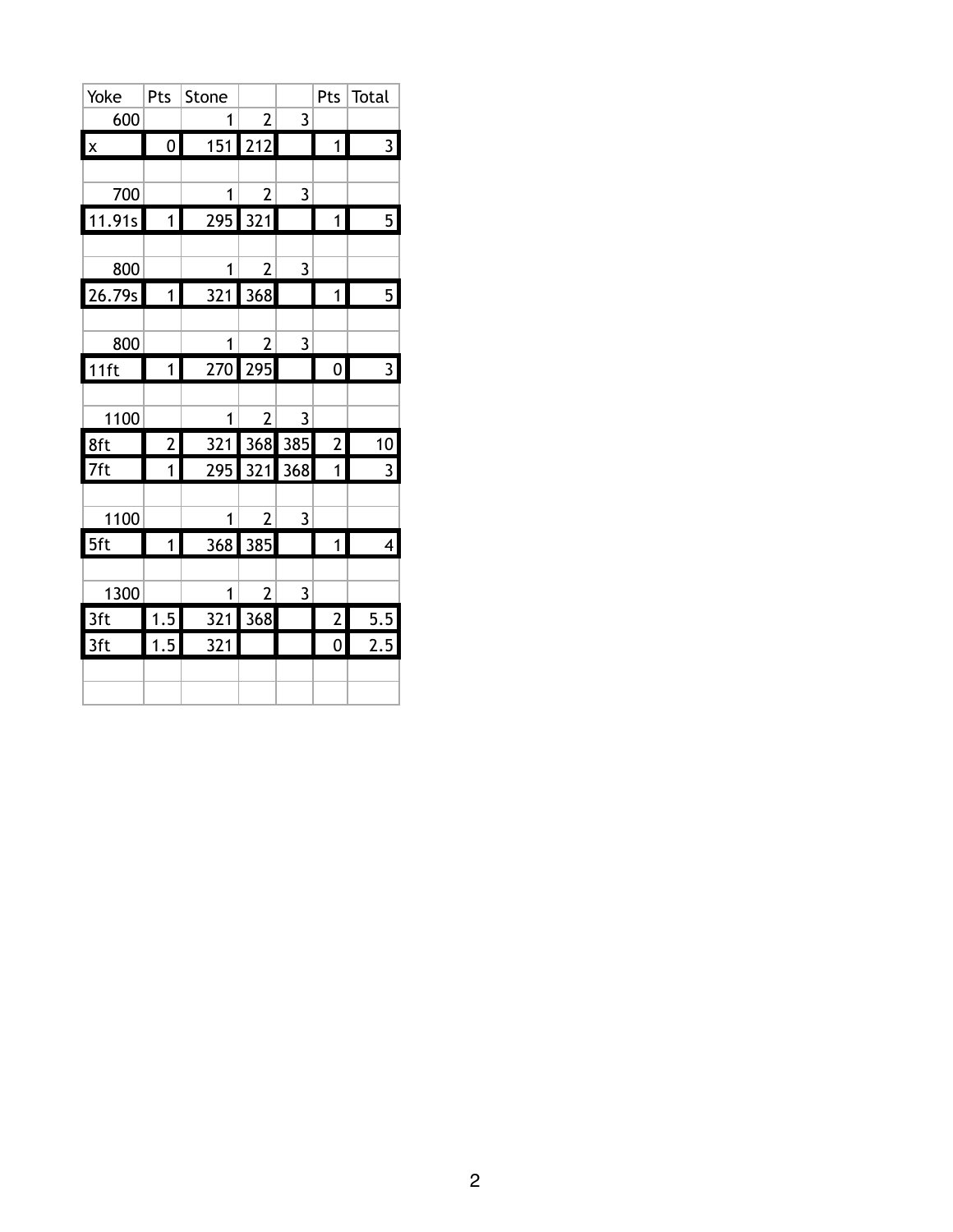| Yoke | Pts | Stone | | | Pts | Total |
|---|---|---|---|---|---|---|
| 600 | | 1 | 2 | 3 | | |
| x | 0 | 151 | 212 | | 1 | 3 |
| | | | | | | |
| 700 | | 1 | 2 | 3 | | |
| 11.91s | 1 | 295 | 321 | | 1 | 5 |
| | | | | | | |
| 800 | | 1 | 2 | 3 | | |
| 26.79s | 1 | 321 | 368 | | 1 | 5 |
| | | | | | | |
| 800 | | 1 | 2 | 3 | | |
| 11ft | 1 | 270 | 295 | | 0 | 3 |
| | | | | | | |
| 1100 | | 1 | 2 | 3 | | |
| 8ft | 2 | 321 | 368 | 385 | 2 | 10 |
| 7ft | 1 | 295 | 321 | 368 | 1 | 3 |
| | | | | | | |
| 1100 | | 1 | 2 | 3 | | |
| 5ft | 1 | 368 | 385 | | 1 | 4 |
| | | | | | | |
| 1300 | | 1 | 2 | 3 | | |
| 3ft | 1.5 | 321 | 368 | | 2 | 5.5 |
| 3ft | 1.5 | 321 | | | 0 | 2.5 |
| | | | | | | |
| | | | | | | |